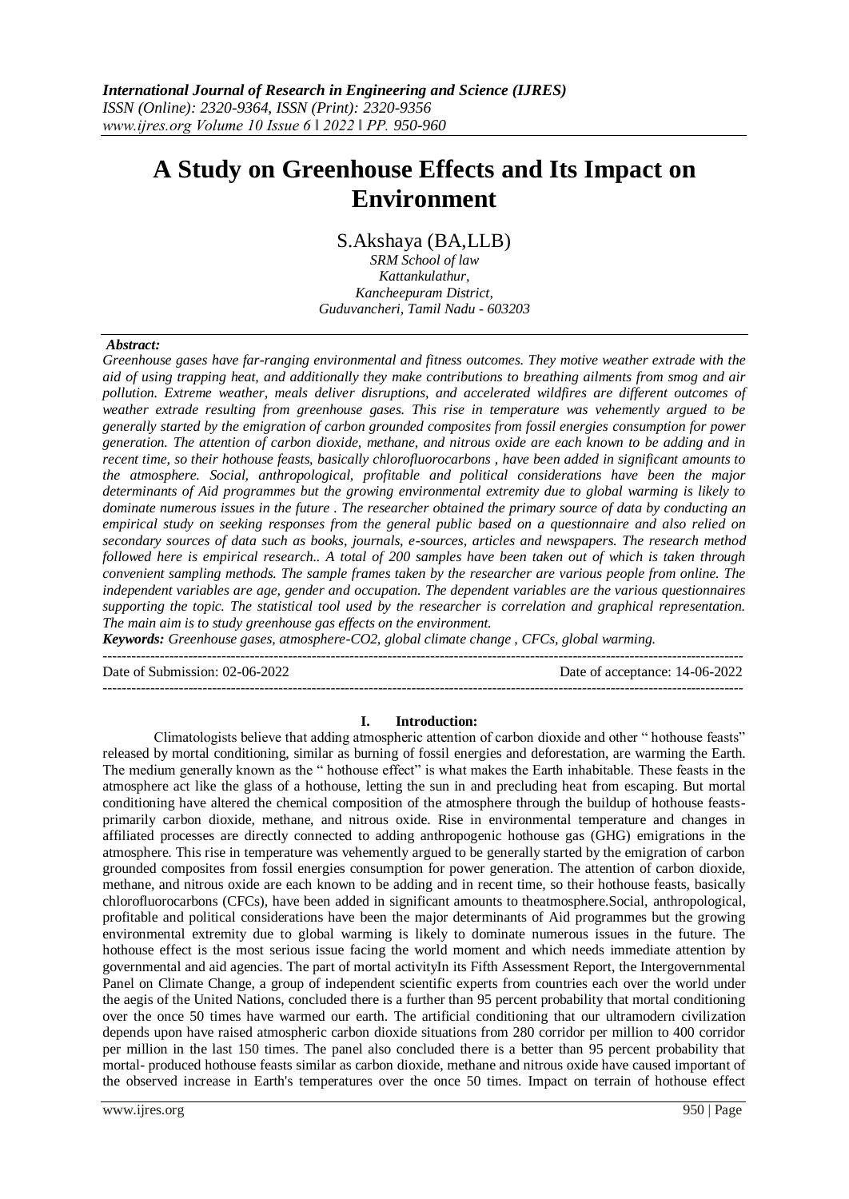# A Study on Greenhouse Effects and Its Impact on Environment

S.Akshaya (BA,LLB)
*SRM School of law*
*Kattankulathur,*
*Kancheepuram District,*
*Guduvancheri, Tamil Nadu - 603203*

***Abstract:***

*Greenhouse gases have far-ranging environmental and fitness outcomes. They motive weather extrade with the aid of using trapping heat, and additionally they make contributions to breathing ailments from smog and air pollution. Extreme weather, meals deliver disruptions, and accelerated wildfires are different outcomes of weather extrade resulting from greenhouse gases. This rise in temperature was vehemently argued to be generally started by the emigration of carbon grounded composites from fossil energies consumption for power generation. The attention of carbon dioxide, methane, and nitrous oxide are each known to be adding and in recent time, so their hothouse feasts, basically chlorofluorocarbons , have been added in significant amounts to the atmosphere. Social, anthropological, profitable and political considerations have been the major determinants of Aid programmes but the growing environmental extremity due to global warming is likely to dominate numerous issues in the future . The researcher obtained the primary source of data by conducting an empirical study on seeking responses from the general public based on a questionnaire and also relied on secondary sources of data such as books, journals, e-sources, articles and newspapers. The research method followed here is empirical research.. A total of 200 samples have been taken out of which is taken through convenient sampling methods. The sample frames taken by the researcher are various people from online. The independent variables are age, gender and occupation. The dependent variables are the various questionnaires supporting the topic. The statistical tool used by the researcher is correlation and graphical representation. The main aim is to study greenhouse gas effects on the environment.*

***Keywords:*** *Greenhouse gases, atmosphere-CO2, global climate change , CFCs, global warming.*

---

Date of Submission: 02-06-2022 | Date of acceptance: 14-06-2022

---

## I. Introduction:

Climatologists believe that adding atmospheric attention of carbon dioxide and other " hothouse feasts" released by mortal conditioning, similar as burning of fossil energies and deforestation, are warming the Earth. The medium generally known as the " hothouse effect" is what makes the Earth inhabitable. These feasts in the atmosphere act like the glass of a hothouse, letting the sun in and precluding heat from escaping. But mortal conditioning have altered the chemical composition of the atmosphere through the buildup of hothouse feasts- primarily carbon dioxide, methane, and nitrous oxide. Rise in environmental temperature and changes in affiliated processes are directly connected to adding anthropogenic hothouse gas (GHG) emigrations in the atmosphere. This rise in temperature was vehemently argued to be generally started by the emigration of carbon grounded composites from fossil energies consumption for power generation. The attention of carbon dioxide, methane, and nitrous oxide are each known to be adding and in recent time, so their hothouse feasts, basically chlorofluorocarbons (CFCs), have been added in significant amounts to theatmosphere.Social, anthropological, profitable and political considerations have been the major determinants of Aid programmes but the growing environmental extremity due to global warming is likely to dominate numerous issues in the future. The hothouse effect is the most serious issue facing the world moment and which needs immediate attention by governmental and aid agencies. The part of mortal activityIn its Fifth Assessment Report, the Intergovernmental Panel on Climate Change, a group of independent scientific experts from countries each over the world under the aegis of the United Nations, concluded there is a further than 95 percent probability that mortal conditioning over the once 50 times have warmed our earth. The artificial conditioning that our ultramodern civilization depends upon have raised atmospheric carbon dioxide situations from 280 corridor per million to 400 corridor per million in the last 150 times. The panel also concluded there is a better than 95 percent probability that mortal- produced hothouse feasts similar as carbon dioxide, methane and nitrous oxide have caused important of the observed increase in Earth's temperatures over the once 50 times. Impact on terrain of hothouse effect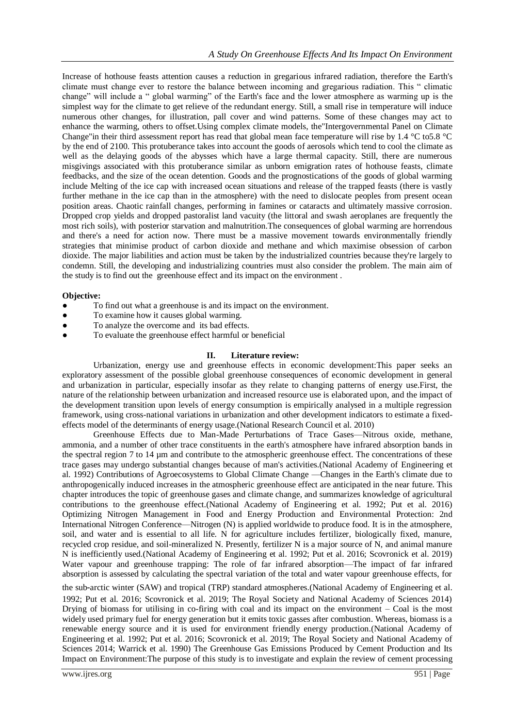Increase of hothouse feasts attention causes a reduction in gregarious infrared radiation, therefore the Earth's climate must change ever to restore the balance between incoming and gregarious radiation. This " climatic change" will include a " global warming" of the Earth's face and the lower atmosphere as warming up is the simplest way for the climate to get relieve of the redundant energy. Still, a small rise in temperature will induce numerous other changes, for illustration, pall cover and wind patterns. Some of these changes may act to enhance the warming, others to offset.Using complex climate models, the"Intergovernmental Panel on Climate Change"in their third assessment report has read that global mean face temperature will rise by 1.4 °C to5.8 °C by the end of 2100. This protuberance takes into account the goods of aerosols which tend to cool the climate as well as the delaying goods of the abysses which have a large thermal capacity. Still, there are numerous misgivings associated with this protuberance similar as unborn emigration rates of hothouse feasts, climate feedbacks, and the size of the ocean detention. Goods and the prognostications of the goods of global warming include Melting of the ice cap with increased ocean situations and release of the trapped feasts (there is vastly further methane in the ice cap than in the atmosphere) with the need to dislocate peoples from present ocean position areas. Chaotic rainfall changes, performing in famines or cataracts and ultimately massive corrosion. Dropped crop yields and dropped pastoralist land vacuity (the littoral and swash aeroplanes are frequently the most rich soils), with posterior starvation and malnutrition.The consequences of global warming are horrendous and there's a need for action now. There must be a massive movement towards environmentally friendly strategies that minimise product of carbon dioxide and methane and which maximise obsession of carbon dioxide. The major liabilities and action must be taken by the industrialized countries because they're largely to condemn. Still, the developing and industrializing countries must also consider the problem. The main aim of the study is to find out the greenhouse effect and its impact on the environment .

**Objective:**

- To find out what a greenhouse is and its impact on the environment.
- To examine how it causes global warming.
- To analyze the overcome and its bad effects.
- To evaluate the greenhouse effect harmful or beneficial

## II. Literature review:

Urbanization, energy use and greenhouse effects in economic development:This paper seeks an exploratory assessment of the possible global greenhouse consequences of economic development in general and urbanization in particular, especially insofar as they relate to changing patterns of energy use.First, the nature of the relationship between urbanization and increased resource use is elaborated upon, and the impact of the development transition upon levels of energy consumption is empirically analysed in a multiple regression framework, using cross-national variations in urbanization and other development indicators to estimate a fixed-effects model of the determinants of energy usage.(National Research Council et al. 2010)

Greenhouse Effects due to Man-Made Perturbations of Trace Gases—Nitrous oxide, methane, ammonia, and a number of other trace constituents in the earth's atmosphere have infrared absorption bands in the spectral region 7 to 14 μm and contribute to the atmospheric greenhouse effect. The concentrations of these trace gases may undergo substantial changes because of man's activities.(National Academy of Engineering et al. 1992) Contributions of Agroecosystems to Global Climate Change —Changes in the Earth's climate due to anthropogenically induced increases in the atmospheric greenhouse effect are anticipated in the near future. This chapter introduces the topic of greenhouse gases and climate change, and summarizes knowledge of agricultural contributions to the greenhouse effect.(National Academy of Engineering et al. 1992; Put et al. 2016) Optimizing Nitrogen Management in Food and Energy Production and Environmental Protection: 2nd International Nitrogen Conference—Nitrogen (N) is applied worldwide to produce food. It is in the atmosphere, soil, and water and is essential to all life. N for agriculture includes fertilizer, biologically fixed, manure, recycled crop residue, and soil-mineralized N. Presently, fertilizer N is a major source of N, and animal manure N is inefficiently used.(National Academy of Engineering et al. 1992; Put et al. 2016; Scovronick et al. 2019) Water vapour and greenhouse trapping: The role of far infrared absorption—The impact of far infrared absorption is assessed by calculating the spectral variation of the total and water vapour greenhouse effects, for the sub-arctic winter (SAW) and tropical (TRP) standard atmospheres.(National Academy of Engineering et al. 1992; Put et al. 2016; Scovronick et al. 2019; The Royal Society and National Academy of Sciences 2014) Drying of biomass for utilising in co-firing with coal and its impact on the environment – Coal is the most widely used primary fuel for energy generation but it emits toxic gasses after combustion. Whereas, biomass is a renewable energy source and it is used for environment friendly energy production.(National Academy of Engineering et al. 1992; Put et al. 2016; Scovronick et al. 2019; The Royal Society and National Academy of Sciences 2014; Warrick et al. 1990) The Greenhouse Gas Emissions Produced by Cement Production and Its Impact on Environment:The purpose of this study is to investigate and explain the review of cement processing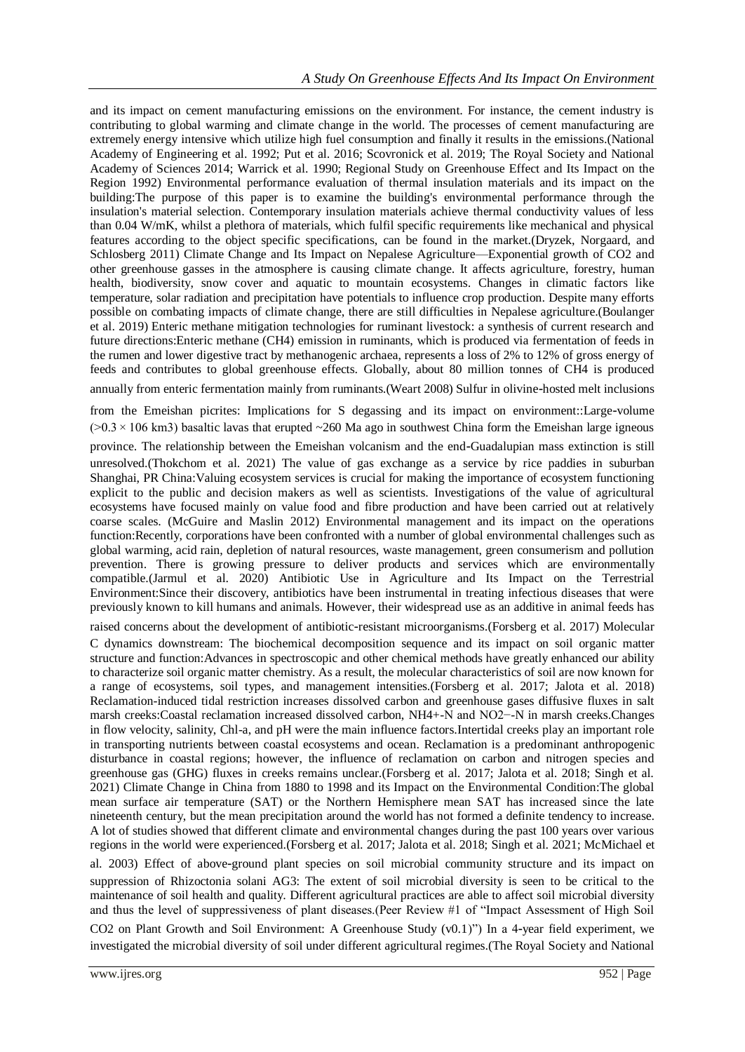and its impact on cement manufacturing emissions on the environment. For instance, the cement industry is contributing to global warming and climate change in the world. The processes of cement manufacturing are extremely energy intensive which utilize high fuel consumption and finally it results in the emissions.(National Academy of Engineering et al. 1992; Put et al. 2016; Scovronick et al. 2019; The Royal Society and National Academy of Sciences 2014; Warrick et al. 1990; Regional Study on Greenhouse Effect and Its Impact on the Region 1992) Environmental performance evaluation of thermal insulation materials and its impact on the building:The purpose of this paper is to examine the building's environmental performance through the insulation's material selection. Contemporary insulation materials achieve thermal conductivity values of less than 0.04 W/mK, whilst a plethora of materials, which fulfil specific requirements like mechanical and physical features according to the object specific specifications, can be found in the market.(Dryzek, Norgaard, and Schlosberg 2011) Climate Change and Its Impact on Nepalese Agriculture—Exponential growth of $CO_2$ and other greenhouse gasses in the atmosphere is causing climate change. It affects agriculture, forestry, human health, biodiversity, snow cover and aquatic to mountain ecosystems. Changes in climatic factors like temperature, solar radiation and precipitation have potentials to influence crop production. Despite many efforts possible on combating impacts of climate change, there are still difficulties in Nepalese agriculture.(Boulanger et al. 2019) Enteric methane mitigation technologies for ruminant livestock: a synthesis of current research and future directions:Enteric methane ($CH_4$) emission in ruminants, which is produced via fermentation of feeds in the rumen and lower digestive tract by methanogenic archaea, represents a loss of 2% to 12% of gross energy of feeds and contributes to global greenhouse effects. Globally, about 80 million tonnes of $CH_4$ is produced annually from enteric fermentation mainly from ruminants.(Weart 2008) Sulfur in olivine-hosted melt inclusions from the Emeishan picrites: Implications for S degassing and its impact on environment::Large-volume ($>0.3 \times 106$ km3) basaltic lavas that erupted ~260 Ma ago in southwest China form the Emeishan large igneous province. The relationship between the Emeishan volcanism and the end-Guadalupian mass extinction is still unresolved.(Thokchom et al. 2021) The value of gas exchange as a service by rice paddies in suburban Shanghai, PR China:Valuing ecosystem services is crucial for making the importance of ecosystem functioning explicit to the public and decision makers as well as scientists. Investigations of the value of agricultural ecosystems have focused mainly on value food and fibre production and have been carried out at relatively coarse scales. (McGuire and Maslin 2012) Environmental management and its impact on the operations function:Recently, corporations have been confronted with a number of global environmental challenges such as global warming, acid rain, depletion of natural resources, waste management, green consumerism and pollution prevention. There is growing pressure to deliver products and services which are environmentally compatible.(Jarmul et al. 2020) Antibiotic Use in Agriculture and Its Impact on the Terrestrial Environment:Since their discovery, antibiotics have been instrumental in treating infectious diseases that were previously known to kill humans and animals. However, their widespread use as an additive in animal feeds has raised concerns about the development of antibiotic-resistant microorganisms.(Forsberg et al. 2017) Molecular C dynamics downstream: The biochemical decomposition sequence and its impact on soil organic matter structure and function:Advances in spectroscopic and other chemical methods have greatly enhanced our ability to characterize soil organic matter chemistry. As a result, the molecular characteristics of soil are now known for a range of ecosystems, soil types, and management intensities.(Forsberg et al. 2017; Jalota et al. 2018) Reclamation-induced tidal restriction increases dissolved carbon and greenhouse gases diffusive fluxes in salt marsh creeks:Coastal reclamation increased dissolved carbon, $NH_4^+$-N and $NO_2^-$-N in marsh creeks.Changes in flow velocity, salinity, Chl-a, and pH were the main influence factors.Intertidal creeks play an important role in transporting nutrients between coastal ecosystems and ocean. Reclamation is a predominant anthropogenic disturbance in coastal regions; however, the influence of reclamation on carbon and nitrogen species and greenhouse gas (GHG) fluxes in creeks remains unclear.(Forsberg et al. 2017; Jalota et al. 2018; Singh et al. 2021) Climate Change in China from 1880 to 1998 and its Impact on the Environmental Condition:The global mean surface air temperature (SAT) or the Northern Hemisphere mean SAT has increased since the late nineteenth century, but the mean precipitation around the world has not formed a definite tendency to increase. A lot of studies showed that different climate and environmental changes during the past 100 years over various regions in the world were experienced.(Forsberg et al. 2017; Jalota et al. 2018; Singh et al. 2021; McMichael et al. 2003) Effect of above-ground plant species on soil microbial community structure and its impact on suppression of Rhizoctonia solani AG3: The extent of soil microbial diversity is seen to be critical to the maintenance of soil health and quality. Different agricultural practices are able to affect soil microbial diversity and thus the level of suppressiveness of plant diseases.(Peer Review #1 of "Impact Assessment of High Soil $CO_2$ on Plant Growth and Soil Environment: A Greenhouse Study (v0.1)") In a 4-year field experiment, we investigated the microbial diversity of soil under different agricultural regimes.(The Royal Society and National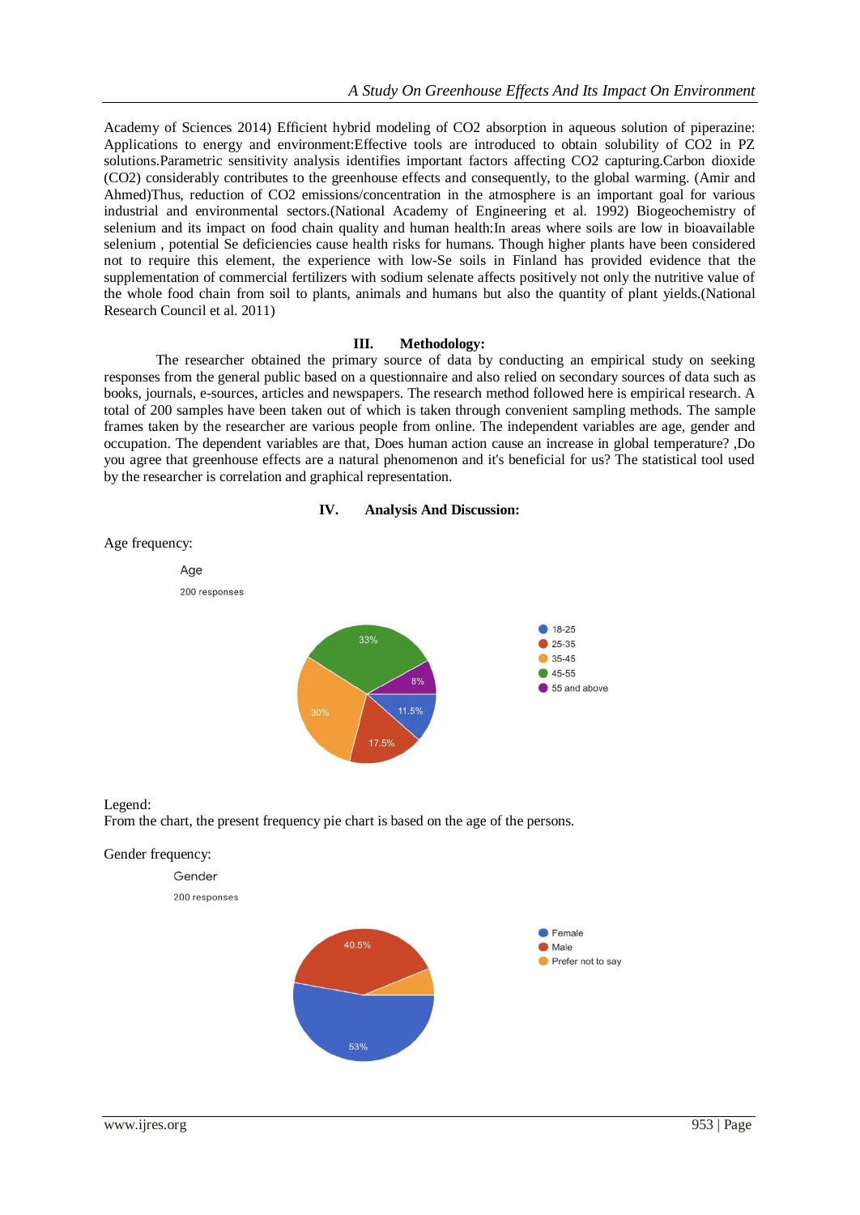Academy of Sciences 2014) Efficient hybrid modeling of $CO_2$ absorption in aqueous solution of piperazine: Applications to energy and environment:Effective tools are introduced to obtain solubility of $CO_2$ in PZ solutions.Parametric sensitivity analysis identifies important factors affecting $CO_2$ capturing.Carbon dioxide ($CO_2$) considerably contributes to the greenhouse effects and consequently, to the global warming. (Amir and Ahmed)Thus, reduction of $CO_2$ emissions/concentration in the atmosphere is an important goal for various industrial and environmental sectors.(National Academy of Engineering et al. 1992) Biogeochemistry of selenium and its impact on food chain quality and human health:In areas where soils are low in bioavailable selenium , potential Se deficiencies cause health risks for humans. Though higher plants have been considered not to require this element, the experience with low-Se soils in Finland has provided evidence that the supplementation of commercial fertilizers with sodium selenate affects positively not only the nutritive value of the whole food chain from soil to plants, animals and humans but also the quantity of plant yields.(National Research Council et al. 2011)

## III. Methodology:

The researcher obtained the primary source of data by conducting an empirical study on seeking responses from the general public based on a questionnaire and also relied on secondary sources of data such as books, journals, e-sources, articles and newspapers. The research method followed here is empirical research. A total of 200 samples have been taken out of which is taken through convenient sampling methods. The sample frames taken by the researcher are various people from online. The independent variables are age, gender and occupation. The dependent variables are that, Does human action cause an increase in global temperature? ,Do you agree that greenhouse effects are a natural phenomenon and it's beneficial for us? The statistical tool used by the researcher is correlation and graphical representation.

## IV. Analysis And Discussion:

Age frequency:

Age

200 responses

- 18-25: 11.5%
- 25-35: 17.5%
- 35-45: 30%
- 45-55: 33%
- 55 and above: 8%

Legend:
From the chart, the present frequency pie chart is based on the age of the persons.

Gender frequency:

Gender

200 responses

- Female: 53%
- Male: 40.5%
- Prefer not to say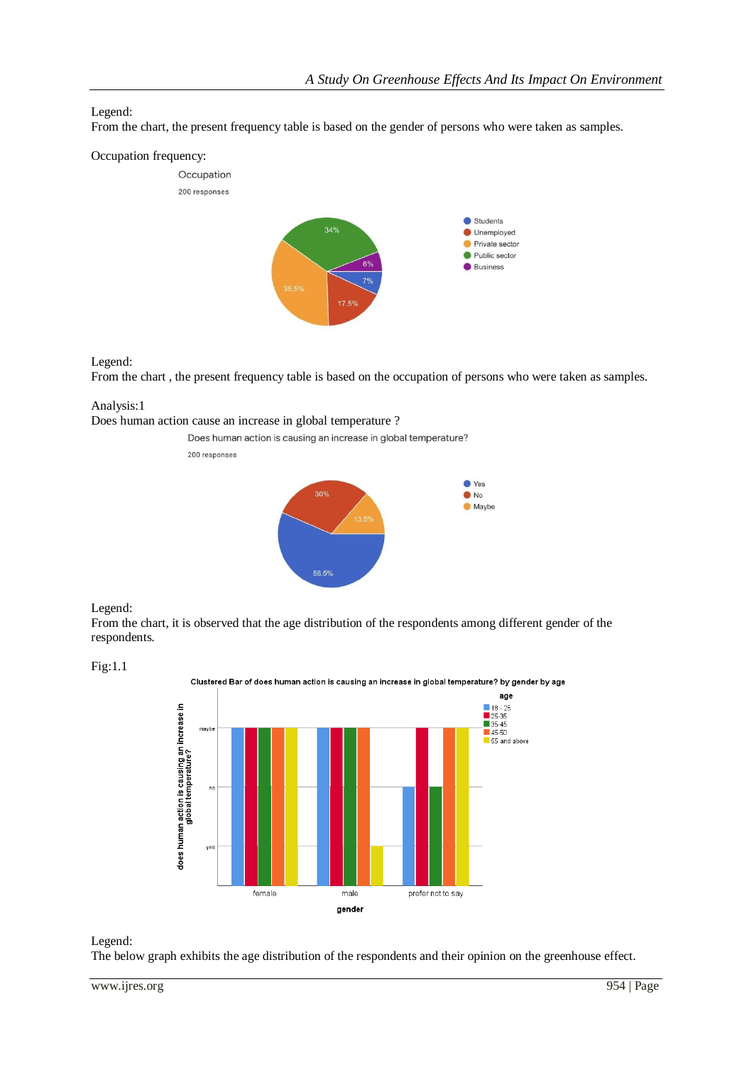Legend:

From the chart, the present frequency table is based on the gender of persons who were taken as samples.

Occupation frequency:

Legend:

From the chart , the present frequency table is based on the occupation of persons who were taken as samples.

Analysis:1

Does human action cause an increase in global temperature ?

Legend:

From the chart, it is observed that the age distribution of the respondents among different gender of the respondents.

Fig:1.1

Legend:

The below graph exhibits the age distribution of the respondents and their opinion on the greenhouse effect.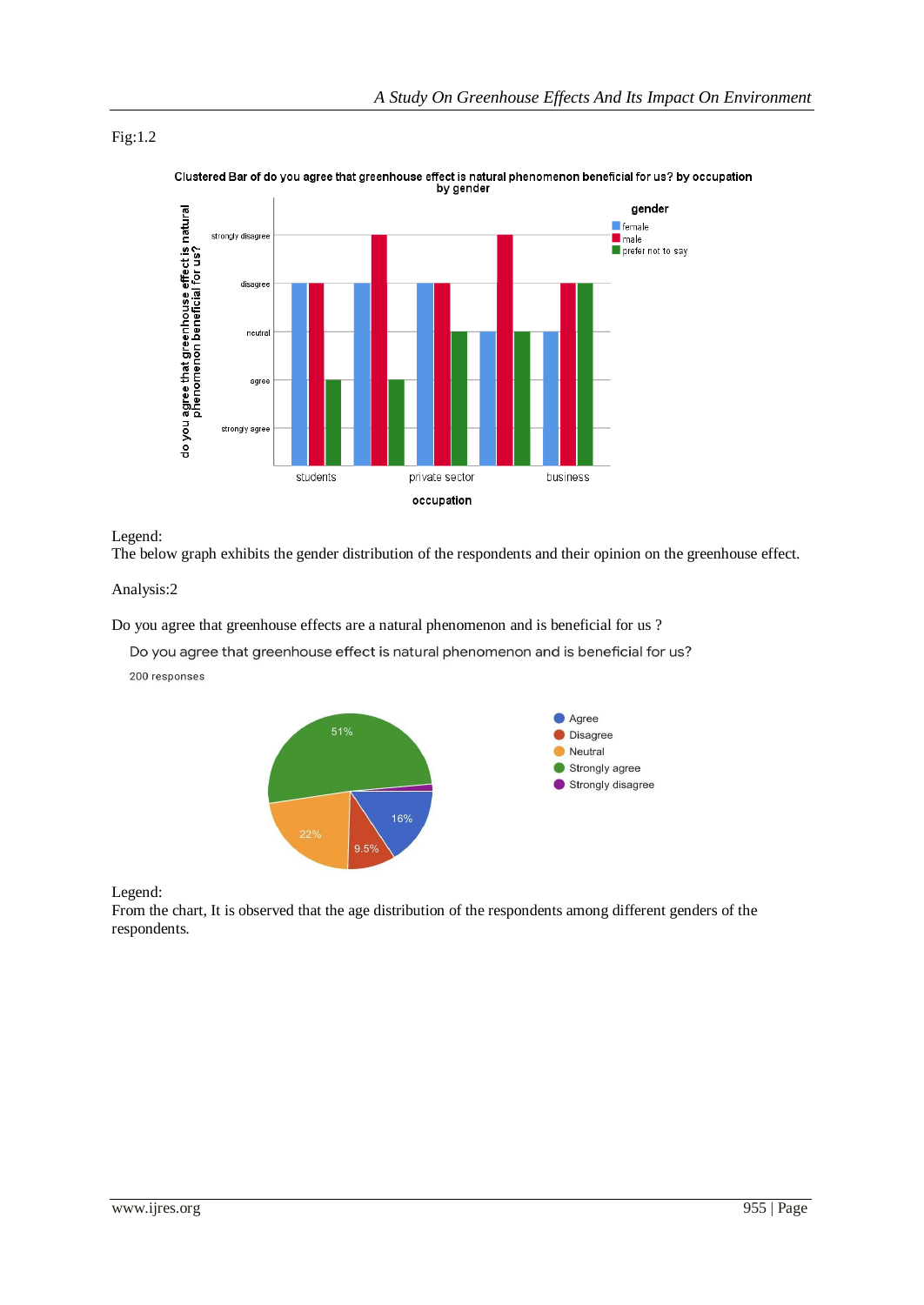Fig:1.2

Legend:
The below graph exhibits the gender distribution of the respondents and their opinion on the greenhouse effect.

Analysis:2

Do you agree that greenhouse effects are a natural phenomenon and is beneficial for us ?

Legend:
From the chart, It is observed that the age distribution of the respondents among different genders of the respondents.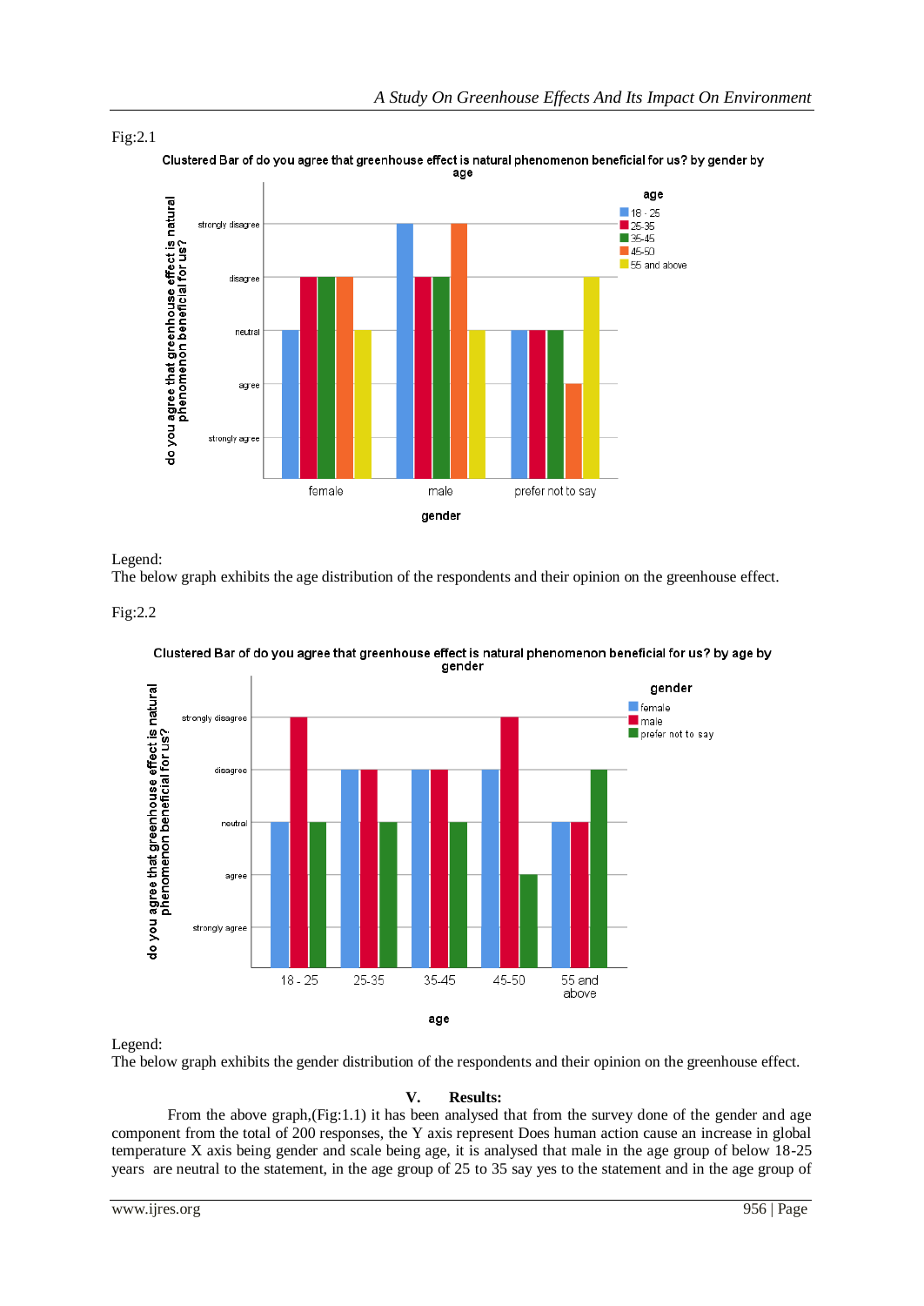Fig:2.1

Clustered Bar of do you agree that greenhouse effect is natural phenomenon beneficial for us? by gender by age

Legend:
The below graph exhibits the age distribution of the respondents and their opinion on the greenhouse effect.

Fig:2.2

Clustered Bar of do you agree that greenhouse effect is natural phenomenon beneficial for us? by age by gender

Legend:
The below graph exhibits the gender distribution of the respondents and their opinion on the greenhouse effect.

## V. Results:

From the above graph,(Fig:1.1) it has been analysed that from the survey done of the gender and age component from the total of 200 responses, the Y axis represent Does human action cause an increase in global temperature X axis being gender and scale being age, it is analysed that male in the age group of below 18-25 years are neutral to the statement, in the age group of 25 to 35 say yes to the statement and in the age group of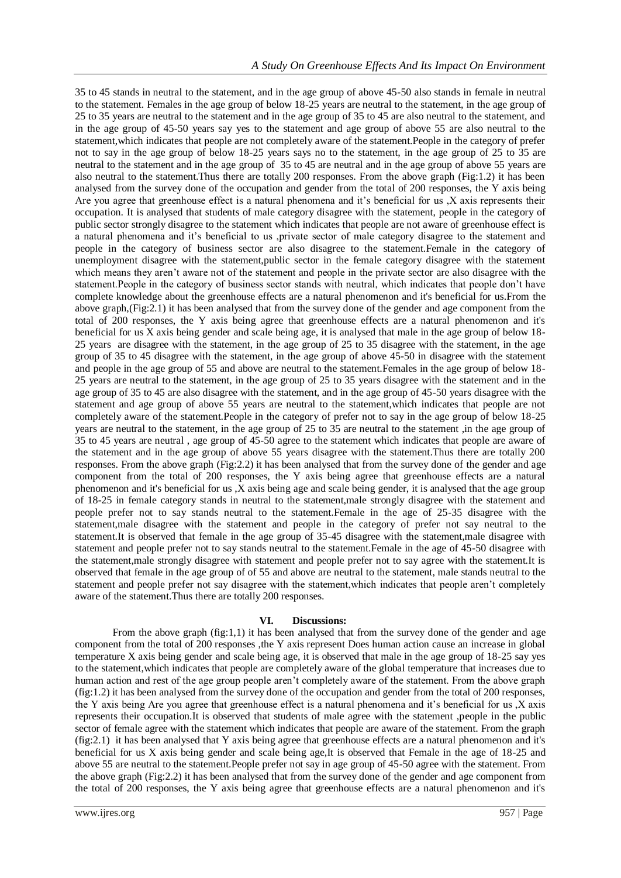35 to 45 stands in neutral to the statement, and in the age group of above 45-50 also stands in female in neutral to the statement. Females in the age group of below 18-25 years are neutral to the statement, in the age group of 25 to 35 years are neutral to the statement and in the age group of 35 to 45 are also neutral to the statement, and in the age group of 45-50 years say yes to the statement and age group of above 55 are also neutral to the statement,which indicates that people are not completely aware of the statement.People in the category of prefer not to say in the age group of below 18-25 years says no to the statement, in the age group of 25 to 35 are neutral to the statement and in the age group of 35 to 45 are neutral and in the age group of above 55 years are also neutral to the statement.Thus there are totally 200 responses. From the above graph (Fig:1.2) it has been analysed from the survey done of the occupation and gender from the total of 200 responses, the Y axis being Are you agree that greenhouse effect is a natural phenomena and it's beneficial for us ,X axis represents their occupation. It is analysed that students of male category disagree with the statement, people in the category of public sector strongly disagree to the statement which indicates that people are not aware of greenhouse effect is a natural phenomena and it's beneficial to us ,private sector of male category disagree to the statement and people in the category of business sector are also disagree to the statement.Female in the category of unemployment disagree with the statement,public sector in the female category disagree with the statement which means they aren't aware not of the statement and people in the private sector are also disagree with the statement.People in the category of business sector stands with neutral, which indicates that people don't have complete knowledge about the greenhouse effects are a natural phenomenon and it's beneficial for us.From the above graph,(Fig:2.1) it has been analysed that from the survey done of the gender and age component from the total of 200 responses, the Y axis being agree that greenhouse effects are a natural phenomenon and it's beneficial for us X axis being gender and scale being age, it is analysed that male in the age group of below 18-25 years are disagree with the statement, in the age group of 25 to 35 disagree with the statement, in the age group of 35 to 45 disagree with the statement, in the age group of above 45-50 in disagree with the statement and people in the age group of 55 and above are neutral to the statement.Females in the age group of below 18-25 years are neutral to the statement, in the age group of 25 to 35 years disagree with the statement and in the age group of 35 to 45 are also disagree with the statement, and in the age group of 45-50 years disagree with the statement and age group of above 55 years are neutral to the statement,which indicates that people are not completely aware of the statement.People in the category of prefer not to say in the age group of below 18-25 years are neutral to the statement, in the age group of 25 to 35 are neutral to the statement ,in the age group of 35 to 45 years are neutral , age group of 45-50 agree to the statement which indicates that people are aware of the statement and in the age group of above 55 years disagree with the statement.Thus there are totally 200 responses. From the above graph (Fig:2.2) it has been analysed that from the survey done of the gender and age component from the total of 200 responses, the Y axis being agree that greenhouse effects are a natural phenomenon and it's beneficial for us ,X axis being age and scale being gender, it is analysed that the age group of 18-25 in female category stands in neutral to the statement,male strongly disagree with the statement and people prefer not to say stands neutral to the statement.Female in the age of 25-35 disagree with the statement,male disagree with the statement and people in the category of prefer not say neutral to the statement.It is observed that female in the age group of 35-45 disagree with the statement,male disagree with statement and people prefer not to say stands neutral to the statement.Female in the age of 45-50 disagree with the statement,male strongly disagree with statement and people prefer not to say agree with the statement.It is observed that female in the age group of of 55 and above are neutral to the statement, male stands neutral to the statement and people prefer not say disagree with the statement,which indicates that people aren't completely aware of the statement.Thus there are totally 200 responses.

## VI. Discussions:

From the above graph (fig:1,1) it has been analysed that from the survey done of the gender and age component from the total of 200 responses ,the Y axis represent Does human action cause an increase in global temperature X axis being gender and scale being age, it is observed that male in the age group of 18-25 say yes to the statement,which indicates that people are completely aware of the global temperature that increases due to human action and rest of the age group people aren't completely aware of the statement. From the above graph (fig:1.2) it has been analysed from the survey done of the occupation and gender from the total of 200 responses, the Y axis being Are you agree that greenhouse effect is a natural phenomena and it's beneficial for us ,X axis represents their occupation.It is observed that students of male agree with the statement ,people in the public sector of female agree with the statement which indicates that people are aware of the statement. From the graph (fig:2.1) it has been analysed that Y axis being agree that greenhouse effects are a natural phenomenon and it's beneficial for us X axis being gender and scale being age,It is observed that Female in the age of 18-25 and above 55 are neutral to the statement.People prefer not say in age group of 45-50 agree with the statement. From the above graph (Fig:2.2) it has been analysed that from the survey done of the gender and age component from the total of 200 responses, the Y axis being agree that greenhouse effects are a natural phenomenon and it's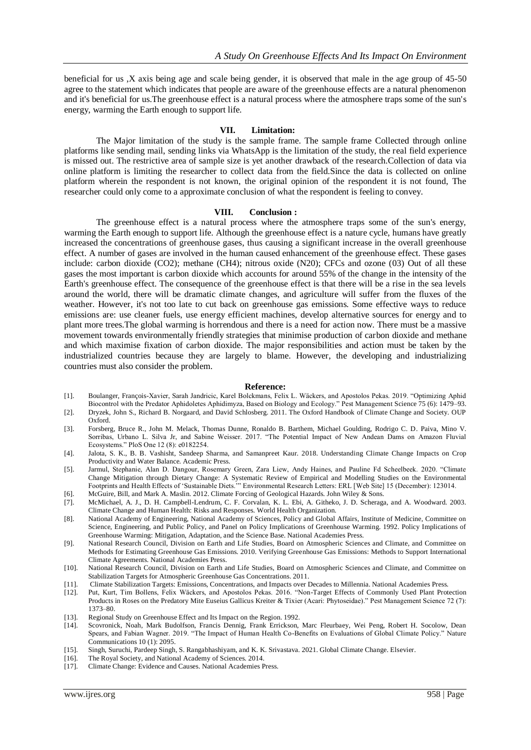beneficial for us ,X axis being age and scale being gender, it is observed that male in the age group of 45-50 agree to the statement which indicates that people are aware of the greenhouse effects are a natural phenomenon and it's beneficial for us.The greenhouse effect is a natural process where the atmosphere traps some of the sun's energy, warming the Earth enough to support life.

## VII. Limitation:

The Major limitation of the study is the sample frame. The sample frame Collected through online platforms like sending mail, sending links via WhatsApp is the limitation of the study, the real field experience is missed out. The restrictive area of sample size is yet another drawback of the research.Collection of data via online platform is limiting the researcher to collect data from the field.Since the data is collected on online platform wherein the respondent is not known, the original opinion of the respondent it is not found, The researcher could only come to a approximate conclusion of what the respondent is feeling to convey.

## VIII. Conclusion :

The greenhouse effect is a natural process where the atmosphere traps some of the sun's energy, warming the Earth enough to support life. Although the greenhouse effect is a nature cycle, humans have greatly increased the concentrations of greenhouse gases, thus causing a significant increase in the overall greenhouse effect. A number of gases are involved in the human caused enhancement of the greenhouse effect. These gases include: carbon dioxide (CO2); methane (CH4); nitrous oxide (N20); CFCs and ozone (03) Out of all these gases the most important is carbon dioxide which accounts for around 55% of the change in the intensity of the Earth's greenhouse effect. The consequence of the greenhouse effect is that there will be a rise in the sea levels around the world, there will be dramatic climate changes, and agriculture will suffer from the fluxes of the weather. However, it's not too late to cut back on greenhouse gas emissions. Some effective ways to reduce emissions are: use cleaner fuels, use energy efficient machines, develop alternative sources for energy and to plant more trees.The global warming is horrendous and there is a need for action now. There must be a massive movement towards environmentally friendly strategies that minimise production of carbon dioxide and methane and which maximise fixation of carbon dioxide. The major responsibilities and action must be taken by the industrialized countries because they are largely to blame. However, the developing and industrializing countries must also consider the problem.

## Reference:

[1]. Boulanger, François-Xavier, Sarah Jandricic, Karel Bolckmans, Felix L. Wäckers, and Apostolos Pekas. 2019. "Optimizing Aphid Biocontrol with the Predator Aphidoletes Aphidimyza, Based on Biology and Ecology." Pest Management Science 75 (6): 1479–93.

[2]. Dryzek, John S., Richard B. Norgaard, and David Schlosberg. 2011. The Oxford Handbook of Climate Change and Society. OUP Oxford.

[3]. Forsberg, Bruce R., John M. Melack, Thomas Dunne, Ronaldo B. Barthem, Michael Goulding, Rodrigo C. D. Paiva, Mino V. Sorribas, Urbano L. Silva Jr, and Sabine Weisser. 2017. "The Potential Impact of New Andean Dams on Amazon Fluvial Ecosystems." PloS One 12 (8): e0182254.

[4]. Jalota, S. K., B. B. Vashisht, Sandeep Sharma, and Samanpreet Kaur. 2018. Understanding Climate Change Impacts on Crop Productivity and Water Balance. Academic Press.

[5]. Jarmul, Stephanie, Alan D. Dangour, Rosemary Green, Zara Liew, Andy Haines, and Pauline Fd Scheelbeek. 2020. "Climate Change Mitigation through Dietary Change: A Systematic Review of Empirical and Modelling Studies on the Environmental Footprints and Health Effects of 'Sustainable Diets.'" Environmental Research Letters: ERL [Web Site] 15 (December): 123014.

[6]. McGuire, Bill, and Mark A. Maslin. 2012. Climate Forcing of Geological Hazards. John Wiley & Sons.

[7]. McMichael, A. J., D. H. Campbell-Lendrum, C. F. Corvalan, K. L. Ebi, A. Githeko, J. D. Scheraga, and A. Woodward. 2003. Climate Change and Human Health: Risks and Responses. World Health Organization.

[8]. National Academy of Engineering, National Academy of Sciences, Policy and Global Affairs, Institute of Medicine, Committee on Science, Engineering, and Public Policy, and Panel on Policy Implications of Greenhouse Warming. 1992. Policy Implications of Greenhouse Warming: Mitigation, Adaptation, and the Science Base. National Academies Press.

[9]. National Research Council, Division on Earth and Life Studies, Board on Atmospheric Sciences and Climate, and Committee on Methods for Estimating Greenhouse Gas Emissions. 2010. Verifying Greenhouse Gas Emissions: Methods to Support International Climate Agreements. National Academies Press.

[10]. National Research Council, Division on Earth and Life Studies, Board on Atmospheric Sciences and Climate, and Committee on Stabilization Targets for Atmospheric Greenhouse Gas Concentrations. 2011.

[11]. Climate Stabilization Targets: Emissions, Concentrations, and Impacts over Decades to Millennia. National Academies Press.

[12]. Put, Kurt, Tim Bollens, Felix Wäckers, and Apostolos Pekas. 2016. "Non-Target Effects of Commonly Used Plant Protection Products in Roses on the Predatory Mite Euseius Gallicus Kreiter & Tixier (Acari: Phytoseidae)." Pest Management Science 72 (7): 1373–80.

[13]. Regional Study on Greenhouse Effect and Its Impact on the Region. 1992.

[14]. Scovronick, Noah, Mark Budolfson, Francis Dennig, Frank Errickson, Marc Fleurbaey, Wei Peng, Robert H. Socolow, Dean Spears, and Fabian Wagner. 2019. "The Impact of Human Health Co-Benefits on Evaluations of Global Climate Policy." Nature Communications 10 (1): 2095.

[15]. Singh, Suruchi, Pardeep Singh, S. Rangabhashiyam, and K. K. Srivastava. 2021. Global Climate Change. Elsevier.

[16]. The Royal Society, and National Academy of Sciences. 2014.

[17]. Climate Change: Evidence and Causes. National Academies Press.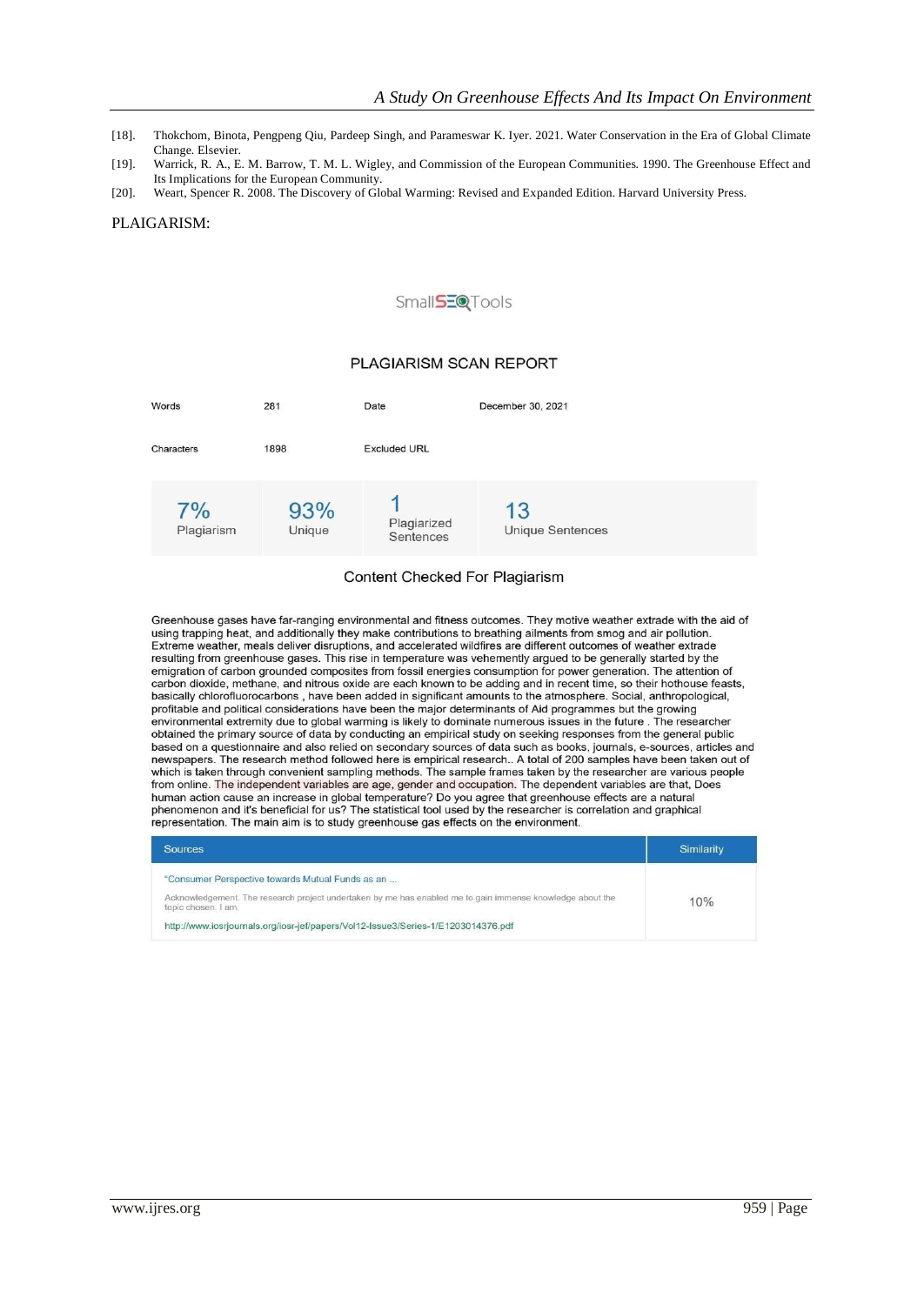[18]. Thokchom, Binota, Pengpeng Qiu, Pardeep Singh, and Parameswar K. Iyer. 2021. Water Conservation in the Era of Global Climate Change. Elsevier.

[19]. Warrick, R. A., E. M. Barrow, T. M. L. Wigley, and Commission of the European Communities. 1990. The Greenhouse Effect and Its Implications for the European Community.

[20]. Weart, Spencer R. 2008. The Discovery of Global Warming: Revised and Expanded Edition. Harvard University Press.

PLAIGARISM:

SmallSEOTools

PLAGIARISM SCAN REPORT

| Words | 281 | Date | December 30, 2021 |
|---|---|---|---|
| Characters | 1898 | Excluded URL | |

| 7% Plagiarism | 93% Unique | 1 Plagiarized Sentences | 13 Unique Sentences |
|---|---|---|---|

Content Checked For Plagiarism

Greenhouse gases have far-ranging environmental and fitness outcomes. They motive weather extrade with the aid of using trapping heat, and additionally they make contributions to breathing ailments from smog and air pollution. Extreme weather, meals deliver disruptions, and accelerated wildfires are different outcomes of weather extrade resulting from greenhouse gases. This rise in temperature was vehemently argued to be generally started by the emigration of carbon grounded composites from fossil energies consumption for power generation. The attention of carbon dioxide, methane, and nitrous oxide are each known to be adding and in recent time, so their hothouse feasts, basically chlorofluorocarbons , have been added in significant amounts to the atmosphere. Social, anthropological, profitable and political considerations have been the major determinants of Aid programmes but the growing environmental extremity due to global warming is likely to dominate numerous issues in the future . The researcher obtained the primary source of data by conducting an empirical study on seeking responses from the general public based on a questionnaire and also relied on secondary sources of data such as books, journals, e-sources, articles and newspapers. The research method followed here is empirical research.. A total of 200 samples have been taken out of which is taken through convenient sampling methods. The sample frames taken by the researcher are various people from online. The independent variables are age, gender and occupation. The dependent variables are that, Does human action cause an increase in global temperature? Do you agree that greenhouse effects are a natural phenomenon and it's beneficial for us? The statistical tool used by the researcher is correlation and graphical representation. The main aim is to study greenhouse gas effects on the environment.

| Sources | Similarity |
|---|---|
| "Consumer Perspective towards Mutual Funds as an ... Acknowledgement. The research project undertaken by me has enabled me to gain immense knowledge about the topic chosen. I am. http://www.iosrjournals.org/iosr-jef/papers/Vol12-Issue3/Series-1/E1203014376.pdf | 10% |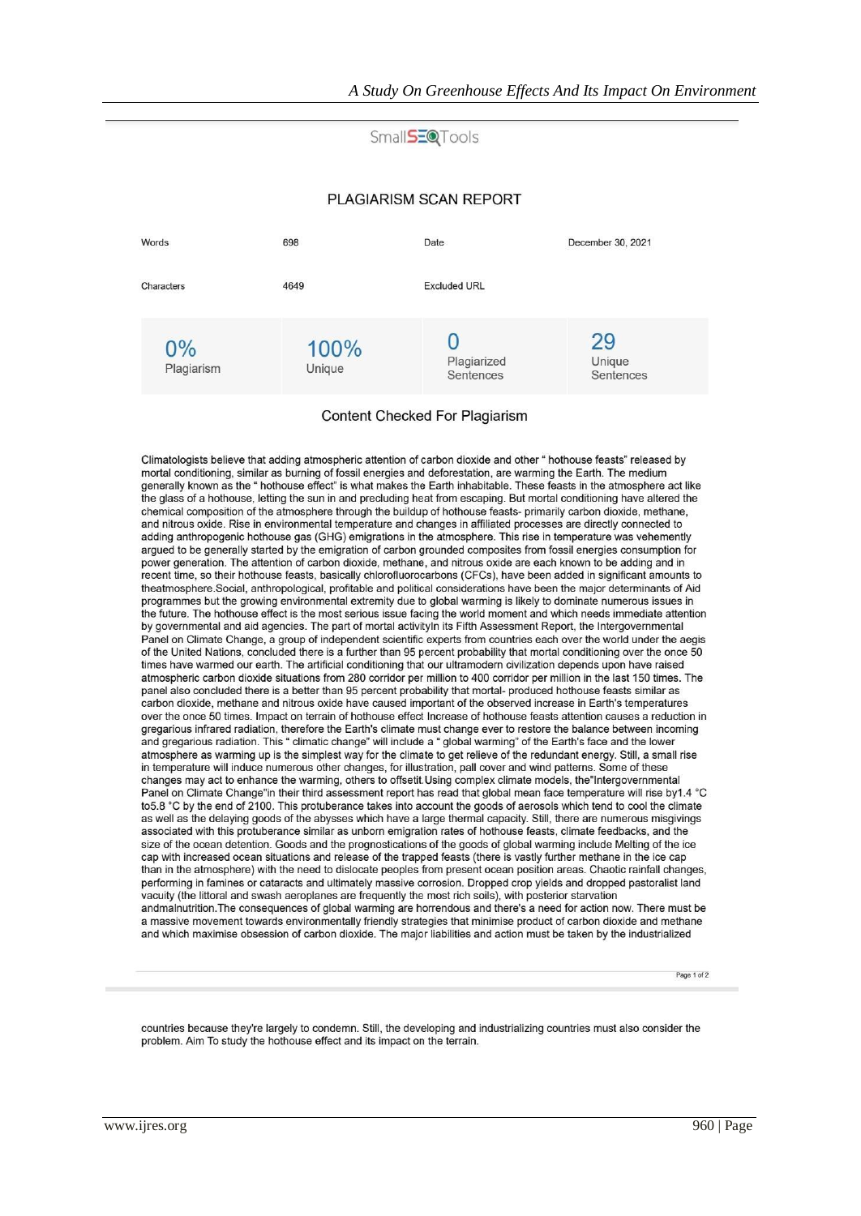SmallSEOTools

## PLAGIARISM SCAN REPORT

| | | | |
|---|---|---|---|
| Words | 698 | Date | December 30, 2021 |
| Characters | 4649 | Excluded URL | |

| | | | |
|---|---|---|---|
| 0% Plagiarism | 100% Unique | 0 Plagiarized Sentences | 29 Unique Sentences |

### Content Checked For Plagiarism

Climatologists believe that adding atmospheric attention of carbon dioxide and other " hothouse feasts" released by mortal conditioning, similar as burning of fossil energies and deforestation, are warming the Earth. The medium generally known as the " hothouse effect" is what makes the Earth inhabitable. These feasts in the atmosphere act like the glass of a hothouse, letting the sun in and precluding heat from escaping. But mortal conditioning have altered the chemical composition of the atmosphere through the buildup of hothouse feasts- primarily carbon dioxide, methane, and nitrous oxide. Rise in environmental temperature and changes in affiliated processes are directly connected to adding anthropogenic hothouse gas (GHG) emigrations in the atmosphere. This rise in temperature was vehemently argued to be generally started by the emigration of carbon grounded composites from fossil energies consumption for power generation. The attention of carbon dioxide, methane, and nitrous oxide are each known to be adding and in recent time, so their hothouse feasts, basically chlorofluorocarbons (CFCs), have been added in significant amounts to theatmosphere.Social, anthropological, profitable and political considerations have been the major determinants of Aid programmes but the growing environmental extremity due to global warming is likely to dominate numerous issues in the future. The hothouse effect is the most serious issue facing the world moment and which needs immediate attention by governmental and aid agencies. The part of mortal activityIn its Fifth Assessment Report, the Intergovernmental Panel on Climate Change, a group of independent scientific experts from countries each over the world under the aegis of the United Nations, concluded there is a further than 95 percent probability that mortal conditioning over the once 50 times have warmed our earth. The artificial conditioning that our ultramodern civilization depends upon have raised atmospheric carbon dioxide situations from 280 corridor per million to 400 corridor per million in the last 150 times. The panel also concluded there is a better than 95 percent probability that mortal- produced hothouse feasts similar as carbon dioxide, methane and nitrous oxide have caused important of the observed increase in Earth's temperatures over the once 50 times. Impact on terrain of hothouse effect Increase of hothouse feasts attention causes a reduction in gregarious infrared radiation, therefore the Earth's climate must change ever to restore the balance between incoming and gregarious radiation. This " climatic change" will include a " global warming" of the Earth's face and the lower atmosphere as warming up is the simplest way for the climate to get relieve of the redundant energy. Still, a small rise in temperature will induce numerous other changes, for illustration, pall cover and wind patterns. Some of these changes may act to enhance the warming, others to offsetit.Using complex climate models, the"Intergovernmental Panel on Climate Change"in their third assessment report has read that global mean face temperature will rise by1.4 °C to5.8 °C by the end of 2100. This protuberance takes into account the goods of aerosols which tend to cool the climate as well as the delaying goods of the abysses which have a large thermal capacity. Still, there are numerous misgivings associated with this protuberance similar as unborn emigration rates of hothouse feasts, climate feedbacks, and the size of the ocean detention. Goods and the prognostications of the goods of global warming include Melting of the ice cap with increased ocean situations and release of the trapped feasts (there is vastly further methane in the ice cap than in the atmosphere) with the need to dislocate peoples from present ocean position areas. Chaotic rainfall changes, performing in famines or cataracts and ultimately massive corrosion. Dropped crop yields and dropped pastoralist land vacuity (the littoral and swash aeroplanes are frequently the most rich soils), with posterior starvation andmalnutrition.The consequences of global warming are horrendous and there's a need for action now. There must be a massive movement towards environmentally friendly strategies that minimise product of carbon dioxide and methane and which maximise obsession of carbon dioxide. The major liabilities and action must be taken by the industrialized countries because they're largely to condemn. Still, the developing and industrializing countries must also consider the problem. Aim To study the hothouse effect and its impact on the terrain.